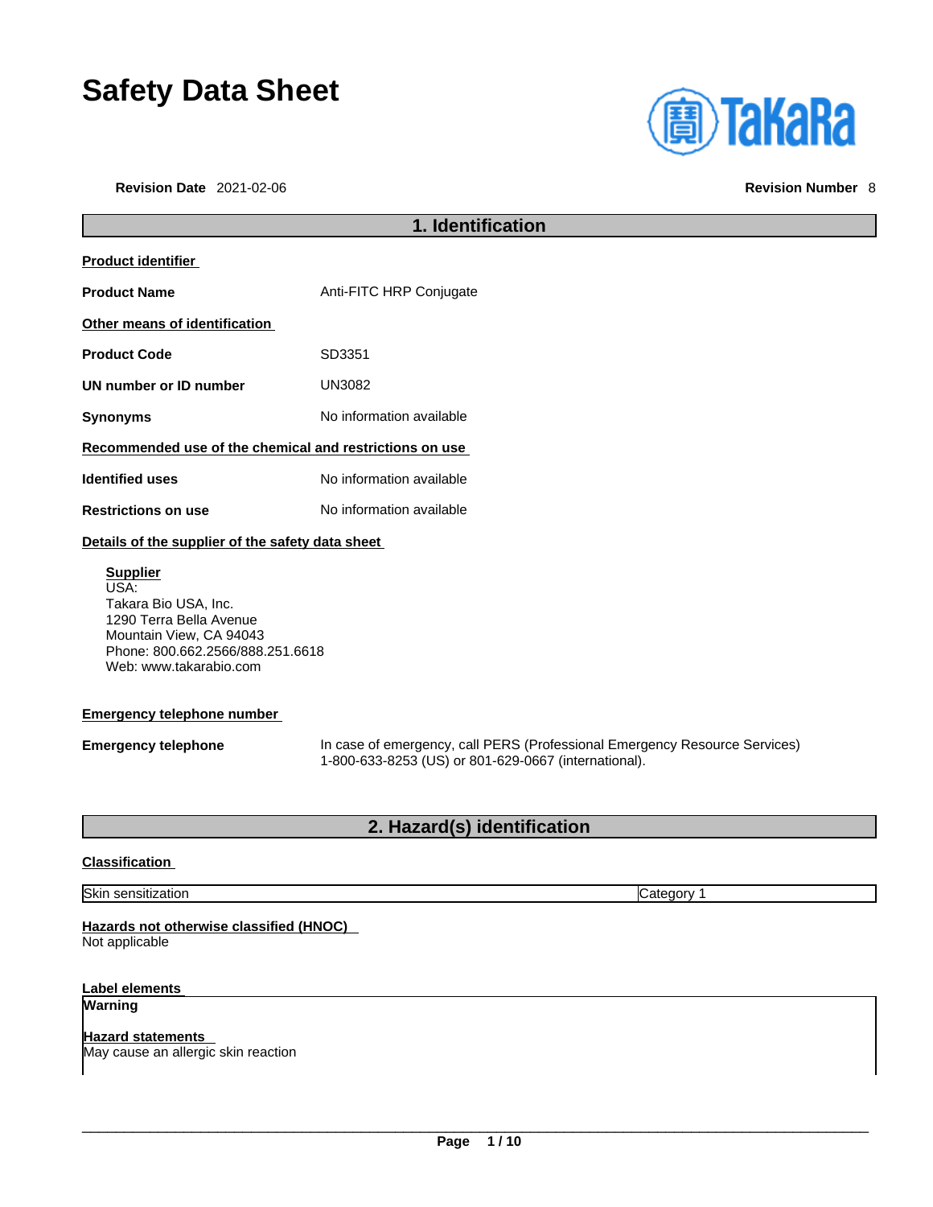# Safety Data Sheet

**Revision Date** 2021-02-06 **Revision Number** 8

## 1. Identification

**Product identifier**

**Product Name** Anti-FITC HRP Conjugate

**Other means of identification**

**Product Code** SD3351

**UN number or ID number** UN3082

**Synonyms** No information available

**Recommended use of the chemical and restrictions on use**

**Identified uses** No information available

**Restrictions on use** No information available

**Details of the supplier of the safety data sheet**

**Supplier**
USA:
Takara Bio USA, Inc.
1290 Terra Bella Avenue
Mountain View, CA 94043
Phone: 800.662.2566/888.251.6618
Web: www.takarabio.com

**Emergency telephone number**

**Emergency telephone** In case of emergency, call PERS (Professional Emergency Resource Services) 1-800-633-8253 (US) or 801-629-0667 (international).

## 2. Hazard(s) identification

**Classification**

| Skin sensitization | Category 1 |
|---|---|

**Hazards not otherwise classified (HNOC)**
Not applicable

**Label elements**

**Warning**

**Hazard statements**
May cause an allergic skin reaction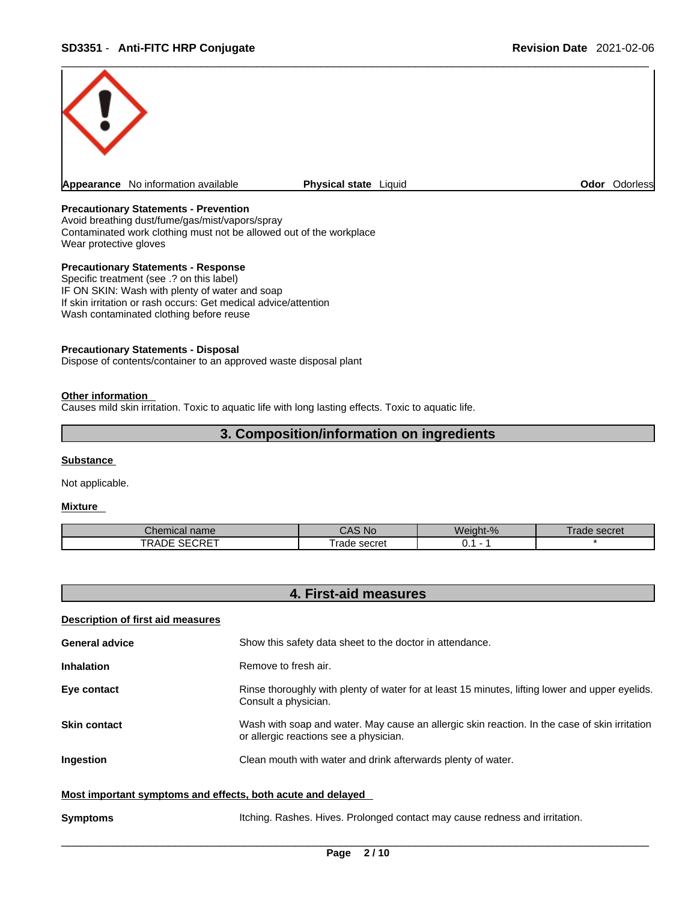**Appearance** No information available **Physical state** Liquid **Odor** Odorless

**Precautionary Statements - Prevention**
Avoid breathing dust/fume/gas/mist/vapors/spray
Contaminated work clothing must not be allowed out of the workplace
Wear protective gloves

**Precautionary Statements - Response**
Specific treatment (see .? on this label)
IF ON SKIN: Wash with plenty of water and soap
If skin irritation or rash occurs: Get medical advice/attention
Wash contaminated clothing before reuse

**Precautionary Statements - Disposal**
Dispose of contents/container to an approved waste disposal plant

**Other information**
Causes mild skin irritation. Toxic to aquatic life with long lasting effects. Toxic to aquatic life.

## 3. Composition/information on ingredients

**Substance**

Not applicable.

**Mixture**

| Chemical name | CAS No | Weight-% | Trade secret |
|---|---|---|---|
| TRADE SECRET | Trade secret | 0.1 - 1 | * |

## 4. First-aid measures

**Description of first aid measures**

**General advice** Show this safety data sheet to the doctor in attendance.

**Inhalation** Remove to fresh air.

**Eye contact** Rinse thoroughly with plenty of water for at least 15 minutes, lifting lower and upper eyelids. Consult a physician.

**Skin contact** Wash with soap and water. May cause an allergic skin reaction. In the case of skin irritation or allergic reactions see a physician.

**Ingestion** Clean mouth with water and drink afterwards plenty of water.

**Most important symptoms and effects, both acute and delayed**

**Symptoms** Itching. Rashes. Hives. Prolonged contact may cause redness and irritation.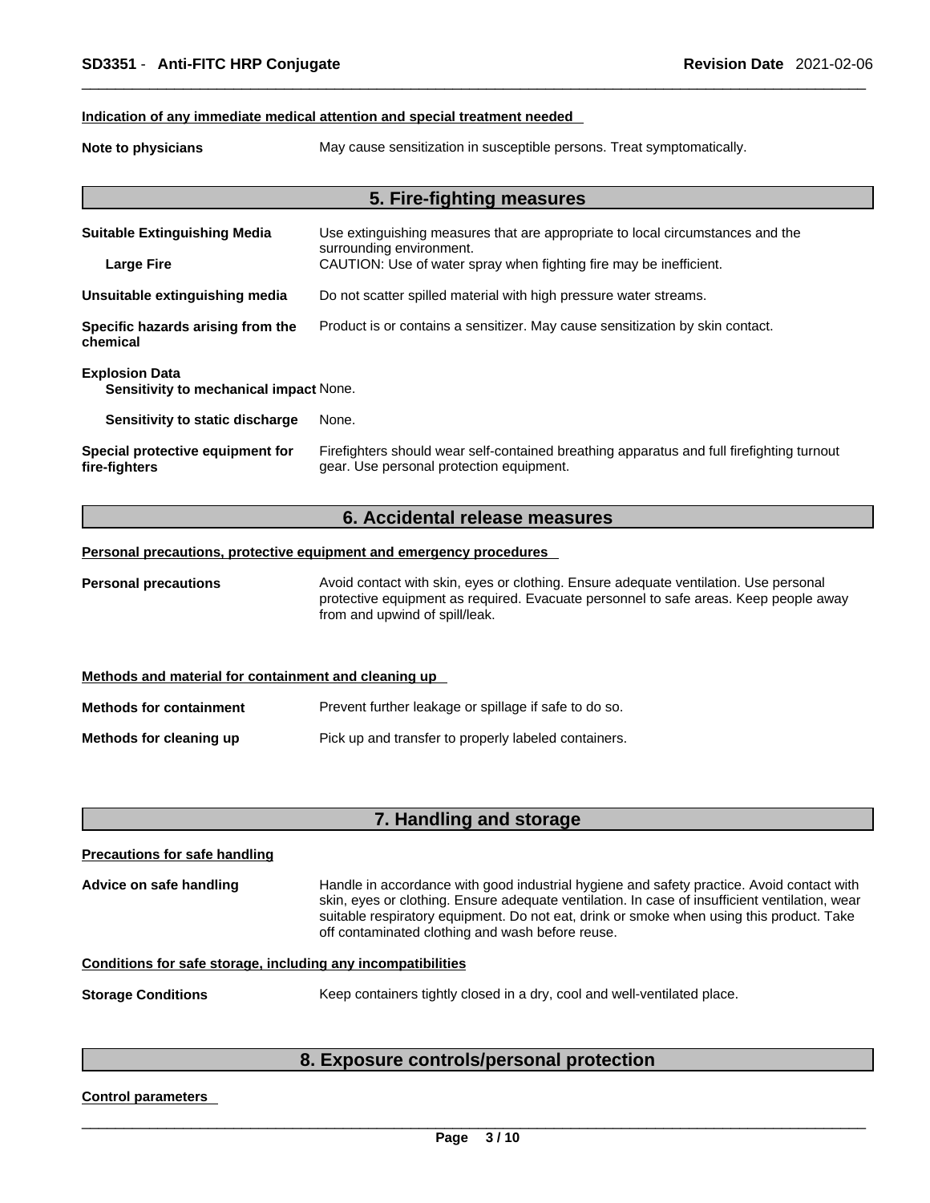**Indication of any immediate medical attention and special treatment needed**

**Note to physicians** May cause sensitization in susceptible persons. Treat symptomatically.

## 5. Fire-fighting measures

**Suitable Extinguishing Media** Use extinguishing measures that are appropriate to local circumstances and the surrounding environment.

**Large Fire** CAUTION: Use of water spray when fighting fire may be inefficient.

**Unsuitable extinguishing media** Do not scatter spilled material with high pressure water streams.

**Specific hazards arising from the chemical** Product is or contains a sensitizer. May cause sensitization by skin contact.

**Explosion Data**

**Sensitivity to mechanical impact** None.

**Sensitivity to static discharge** None.

**Special protective equipment for fire-fighters** Firefighters should wear self-contained breathing apparatus and full firefighting turnout gear. Use personal protection equipment.

## 6. Accidental release measures

**Personal precautions, protective equipment and emergency procedures**

**Personal precautions** Avoid contact with skin, eyes or clothing. Ensure adequate ventilation. Use personal protective equipment as required. Evacuate personnel to safe areas. Keep people away from and upwind of spill/leak.

**Methods and material for containment and cleaning up**

**Methods for containment** Prevent further leakage or spillage if safe to do so.

**Methods for cleaning up** Pick up and transfer to properly labeled containers.

## 7. Handling and storage

**Precautions for safe handling**

**Advice on safe handling** Handle in accordance with good industrial hygiene and safety practice. Avoid contact with skin, eyes or clothing. Ensure adequate ventilation. In case of insufficient ventilation, wear suitable respiratory equipment. Do not eat, drink or smoke when using this product. Take off contaminated clothing and wash before reuse.

**Conditions for safe storage, including any incompatibilities**

**Storage Conditions** Keep containers tightly closed in a dry, cool and well-ventilated place.

## 8. Exposure controls/personal protection

**Control parameters**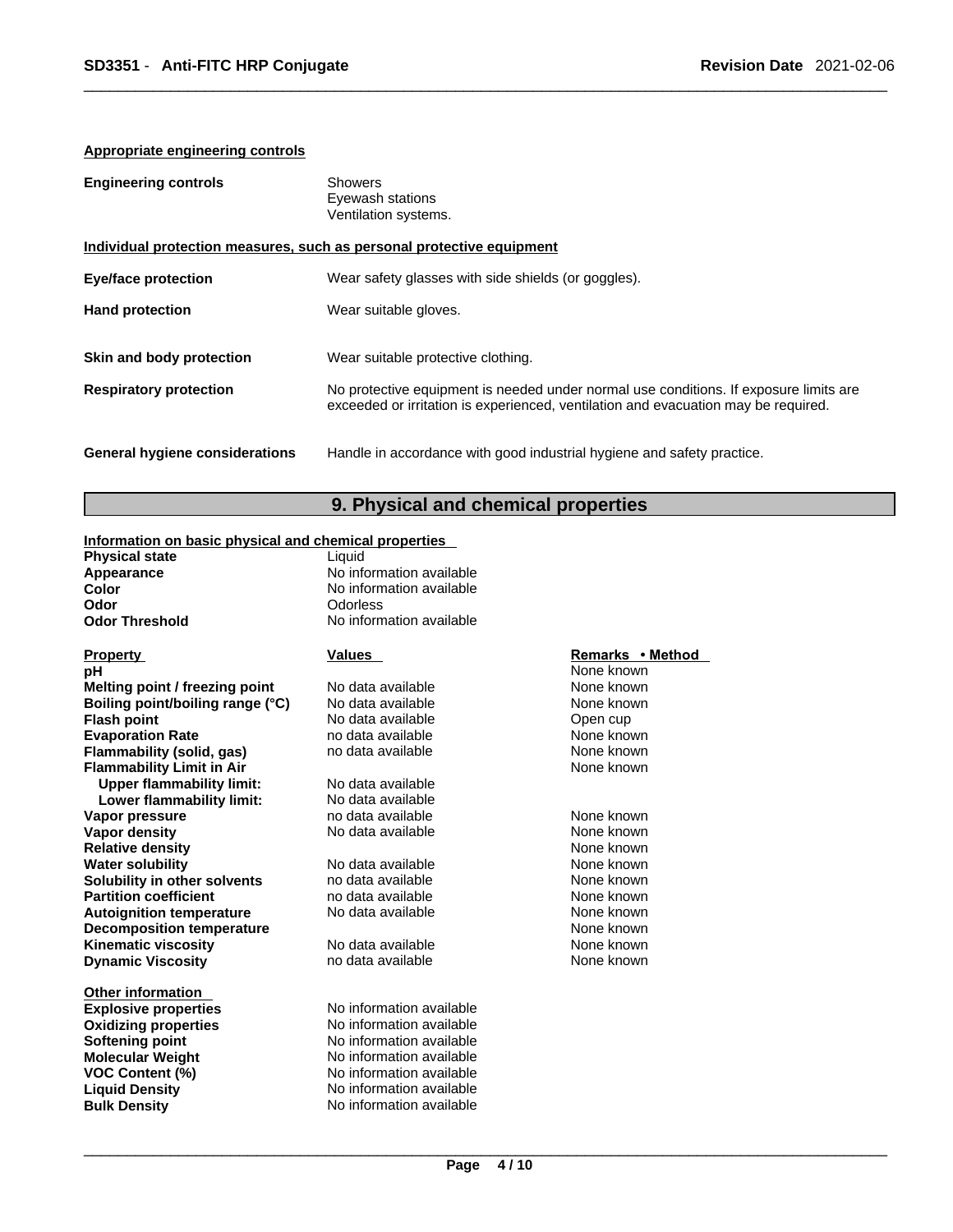**Appropriate engineering controls**

| | |
|---|---|
| **Engineering controls** | Showers<br>Eyewash stations<br>Ventilation systems. |

**Individual protection measures, such as personal protective equipment**

| | |
|---|---|
| **Eye/face protection** | Wear safety glasses with side shields (or goggles). |
| **Hand protection** | Wear suitable gloves. |
| **Skin and body protection** | Wear suitable protective clothing. |
| **Respiratory protection** | No protective equipment is needed under normal use conditions. If exposure limits are exceeded or irritation is experienced, ventilation and evacuation may be required. |
| **General hygiene considerations** | Handle in accordance with good industrial hygiene and safety practice. |

## 9. Physical and chemical properties

**Information on basic physical and chemical properties**

| | |
|---|---|
| **Physical state** | Liquid |
| **Appearance** | No information available |
| **Color** | No information available |
| **Odor** | Odorless |
| **Odor Threshold** | No information available |

| **Property** | **Values** | **Remarks • Method** |
|---|---|---|
| **pH** | | None known |
| **Melting point / freezing point** | No data available | None known |
| **Boiling point/boiling range (°C)** | No data available | None known |
| **Flash point** | No data available | Open cup |
| **Evaporation Rate** | no data available | None known |
| **Flammability (solid, gas)** | no data available | None known |
| **Flammability Limit in Air** | | None known |
| **Upper flammability limit:** | No data available | |
| **Lower flammability limit:** | No data available | |
| **Vapor pressure** | no data available | None known |
| **Vapor density** | No data available | None known |
| **Relative density** | | None known |
| **Water solubility** | No data available | None known |
| **Solubility in other solvents** | no data available | None known |
| **Partition coefficient** | no data available | None known |
| **Autoignition temperature** | No data available | None known |
| **Decomposition temperature** | | None known |
| **Kinematic viscosity** | No data available | None known |
| **Dynamic Viscosity** | no data available | None known |

**Other information**

| | |
|---|---|
| **Explosive properties** | No information available |
| **Oxidizing properties** | No information available |
| **Softening point** | No information available |
| **Molecular Weight** | No information available |
| **VOC Content (%)** | No information available |
| **Liquid Density** | No information available |
| **Bulk Density** | No information available |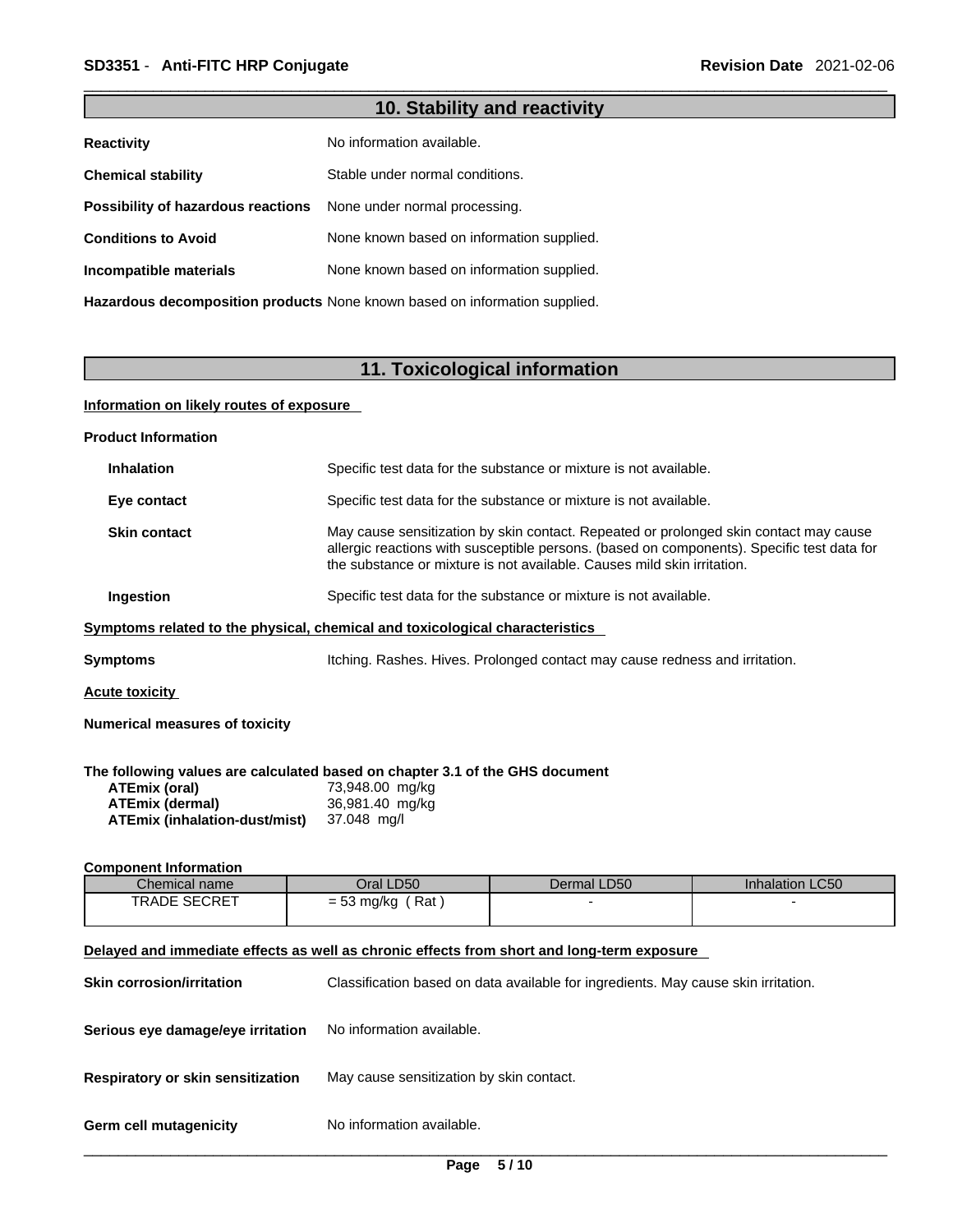## 10. Stability and reactivity

**Reactivity** No information available.

**Chemical stability** Stable under normal conditions.

**Possibility of hazardous reactions** None under normal processing.

**Conditions to Avoid** None known based on information supplied.

**Incompatible materials** None known based on information supplied.

**Hazardous decomposition products** None known based on information supplied.

## 11. Toxicological information

**Information on likely routes of exposure**

**Product Information**

**Inhalation** Specific test data for the substance or mixture is not available.

**Eye contact** Specific test data for the substance or mixture is not available.

**Skin contact** May cause sensitization by skin contact. Repeated or prolonged skin contact may cause allergic reactions with susceptible persons. (based on components). Specific test data for the substance or mixture is not available. Causes mild skin irritation.

**Ingestion** Specific test data for the substance or mixture is not available.

**Symptoms related to the physical, chemical and toxicological characteristics**

**Symptoms** Itching. Rashes. Hives. Prolonged contact may cause redness and irritation.

**Acute toxicity**

**Numerical measures of toxicity**

**The following values are calculated based on chapter 3.1 of the GHS document**

**ATEmix (oral)** 73,948.00 mg/kg
**ATEmix (dermal)** 36,981.40 mg/kg
**ATEmix (inhalation-dust/mist)** 37.048 mg/l

**Component Information**

| Chemical name | Oral LD50 | Dermal LD50 | Inhalation LC50 |
|---|---|---|---|
| TRADE SECRET | = 53 mg/kg ( Rat ) | - | - |

**Delayed and immediate effects as well as chronic effects from short and long-term exposure**

**Skin corrosion/irritation** Classification based on data available for ingredients. May cause skin irritation.

**Serious eye damage/eye irritation** No information available.

**Respiratory or skin sensitization** May cause sensitization by skin contact.

**Germ cell mutagenicity** No information available.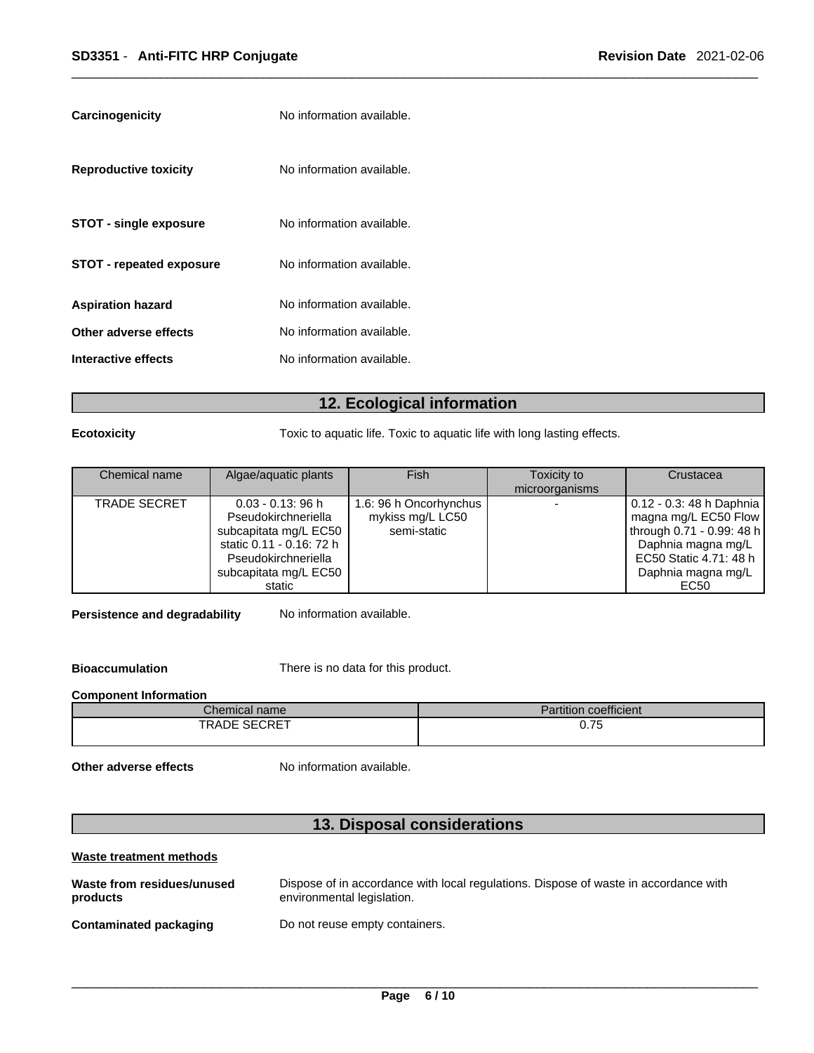**Carcinogenicity** No information available.

**Reproductive toxicity** No information available.

**STOT - single exposure** No information available.

**STOT - repeated exposure** No information available.

**Aspiration hazard** No information available.

**Other adverse effects** No information available.

**Interactive effects** No information available.

## 12. Ecological information

**Ecotoxicity** Toxic to aquatic life. Toxic to aquatic life with long lasting effects.

| Chemical name | Algae/aquatic plants | Fish | Toxicity to microorganisms | Crustacea |
|---|---|---|---|---|
| TRADE SECRET | 0.03 - 0.13: 96 h Pseudokirchneriella subcapitata mg/L EC50 static 0.11 - 0.16: 72 h Pseudokirchneriella subcapitata mg/L EC50 static | 1.6: 96 h Oncorhynchus mykiss mg/L LC50 semi-static | - | 0.12 - 0.3: 48 h Daphnia magna mg/L EC50 Flow through 0.71 - 0.99: 48 h Daphnia magna mg/L EC50 Static 4.71: 48 h Daphnia magna mg/L EC50 |

**Persistence and degradability** No information available.

**Bioaccumulation** There is no data for this product.

**Component Information**

| Chemical name | Partition coefficient |
|---|---|
| TRADE SECRET | 0.75 |

**Other adverse effects** No information available.

## 13. Disposal considerations

**Waste treatment methods**

**Waste from residues/unused products** Dispose of in accordance with local regulations. Dispose of waste in accordance with environmental legislation.

**Contaminated packaging** Do not reuse empty containers.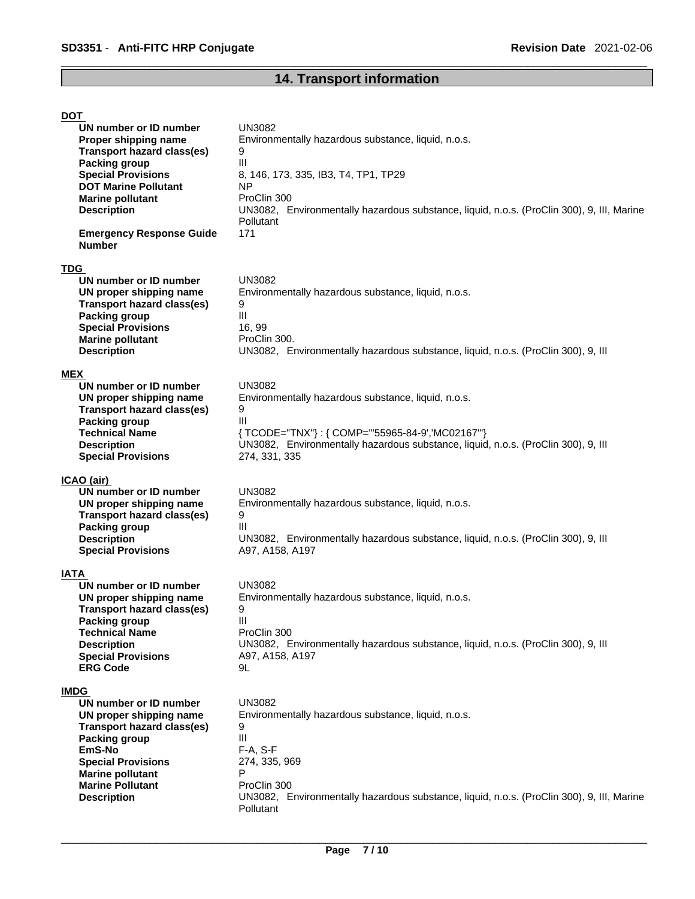## 14. Transport information

**DOT**

| | |
|---|---|
| **UN number or ID number** | UN3082 |
| **Proper shipping name** | Environmentally hazardous substance, liquid, n.o.s. |
| **Transport hazard class(es)** | 9 |
| **Packing group** | III |
| **Special Provisions** | 8, 146, 173, 335, IB3, T4, TP1, TP29 |
| **DOT Marine Pollutant** | NP |
| **Marine pollutant** | ProClin 300 |
| **Description** | UN3082, Environmentally hazardous substance, liquid, n.o.s. (ProClin 300), 9, III, Marine Pollutant |
| **Emergency Response Guide Number** | 171 |

**TDG**

| | |
|---|---|
| **UN number or ID number** | UN3082 |
| **UN proper shipping name** | Environmentally hazardous substance, liquid, n.o.s. |
| **Transport hazard class(es)** | 9 |
| **Packing group** | III |
| **Special Provisions** | 16, 99 |
| **Marine pollutant** | ProClin 300. |
| **Description** | UN3082, Environmentally hazardous substance, liquid, n.o.s. (ProClin 300), 9, III |

**MEX**

| | |
|---|---|
| **UN number or ID number** | UN3082 |
| **UN proper shipping name** | Environmentally hazardous substance, liquid, n.o.s. |
| **Transport hazard class(es)** | 9 |
| **Packing group** | III |
| **Technical Name** | { TCODE="TNX"} : { COMP="'55965-84-9','MC02167'"} |
| **Description** | UN3082, Environmentally hazardous substance, liquid, n.o.s. (ProClin 300), 9, III |
| **Special Provisions** | 274, 331, 335 |

**ICAO (air)**

| | |
|---|---|
| **UN number or ID number** | UN3082 |
| **UN proper shipping name** | Environmentally hazardous substance, liquid, n.o.s. |
| **Transport hazard class(es)** | 9 |
| **Packing group** | III |
| **Description** | UN3082, Environmentally hazardous substance, liquid, n.o.s. (ProClin 300), 9, III |
| **Special Provisions** | A97, A158, A197 |

**IATA**

| | |
|---|---|
| **UN number or ID number** | UN3082 |
| **UN proper shipping name** | Environmentally hazardous substance, liquid, n.o.s. |
| **Transport hazard class(es)** | 9 |
| **Packing group** | III |
| **Technical Name** | ProClin 300 |
| **Description** | UN3082, Environmentally hazardous substance, liquid, n.o.s. (ProClin 300), 9, III |
| **Special Provisions** | A97, A158, A197 |
| **ERG Code** | 9L |

**IMDG**

| | |
|---|---|
| **UN number or ID number** | UN3082 |
| **UN proper shipping name** | Environmentally hazardous substance, liquid, n.o.s. |
| **Transport hazard class(es)** | 9 |
| **Packing group** | III |
| **EmS-No** | F-A, S-F |
| **Special Provisions** | 274, 335, 969 |
| **Marine pollutant** | P |
| **Marine Pollutant** | ProClin 300 |
| **Description** | UN3082, Environmentally hazardous substance, liquid, n.o.s. (ProClin 300), 9, III, Marine Pollutant |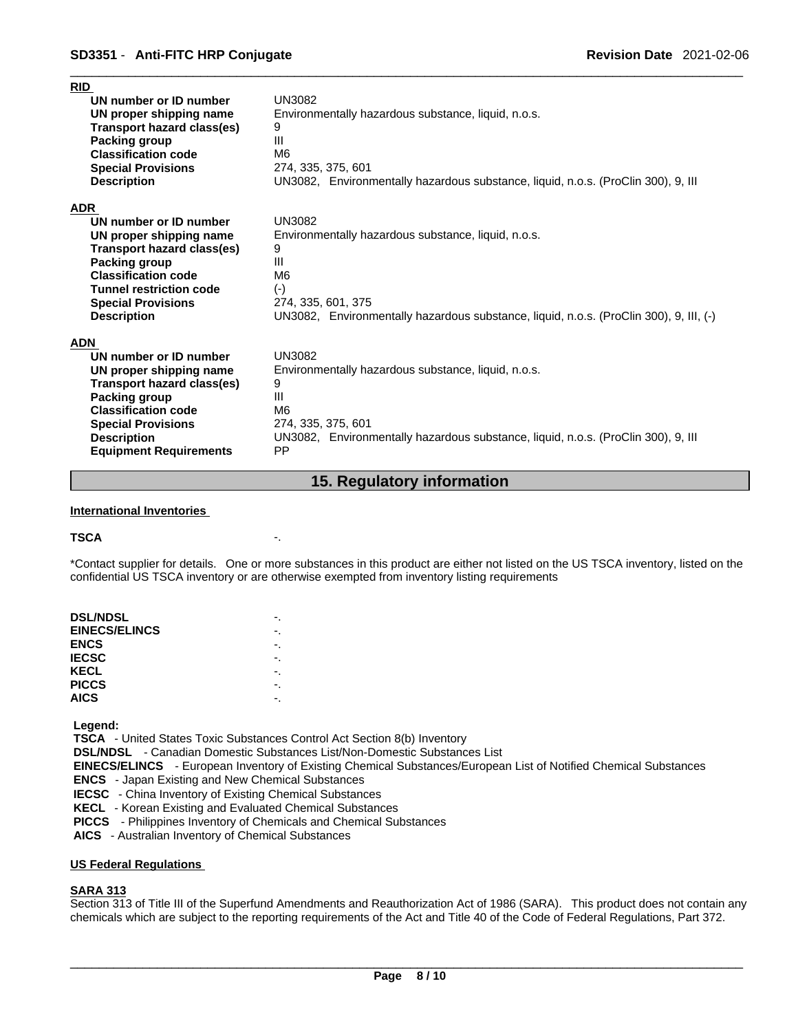**RID**

| | |
|---|---|
| **UN number or ID number** | UN3082 |
| **UN proper shipping name** | Environmentally hazardous substance, liquid, n.o.s. |
| **Transport hazard class(es)** | 9 |
| **Packing group** | III |
| **Classification code** | M6 |
| **Special Provisions** | 274, 335, 375, 601 |
| **Description** | UN3082, Environmentally hazardous substance, liquid, n.o.s. (ProClin 300), 9, III |

**ADR**

| | |
|---|---|
| **UN number or ID number** | UN3082 |
| **UN proper shipping name** | Environmentally hazardous substance, liquid, n.o.s. |
| **Transport hazard class(es)** | 9 |
| **Packing group** | III |
| **Classification code** | M6 |
| **Tunnel restriction code** | (-) |
| **Special Provisions** | 274, 335, 601, 375 |
| **Description** | UN3082, Environmentally hazardous substance, liquid, n.o.s. (ProClin 300), 9, III, (-) |

**ADN**

| | |
|---|---|
| **UN number or ID number** | UN3082 |
| **UN proper shipping name** | Environmentally hazardous substance, liquid, n.o.s. |
| **Transport hazard class(es)** | 9 |
| **Packing group** | III |
| **Classification code** | M6 |
| **Special Provisions** | 274, 335, 375, 601 |
| **Description** | UN3082, Environmentally hazardous substance, liquid, n.o.s. (ProClin 300), 9, III |
| **Equipment Requirements** | PP |

## 15. Regulatory information

**International Inventories**

**TSCA** -.

*Contact supplier for details. One or more substances in this product are either not listed on the US TSCA inventory, listed on the confidential US TSCA inventory or are otherwise exempted from inventory listing requirements

| | |
|---|---|
| **DSL/NDSL** | -. |
| **EINECS/ELINCS** | -. |
| **ENCS** | -. |
| **IECSC** | -. |
| **KECL** | -. |
| **PICCS** | -. |
| **AICS** | -. |

**Legend:**
**TSCA** - United States Toxic Substances Control Act Section 8(b) Inventory
**DSL/NDSL** - Canadian Domestic Substances List/Non-Domestic Substances List
**EINECS/ELINCS** - European Inventory of Existing Chemical Substances/European List of Notified Chemical Substances
**ENCS** - Japan Existing and New Chemical Substances
**IECSC** - China Inventory of Existing Chemical Substances
**KECL** - Korean Existing and Evaluated Chemical Substances
**PICCS** - Philippines Inventory of Chemicals and Chemical Substances
**AICS** - Australian Inventory of Chemical Substances

**US Federal Regulations**

**SARA 313**
Section 313 of Title III of the Superfund Amendments and Reauthorization Act of 1986 (SARA). This product does not contain any chemicals which are subject to the reporting requirements of the Act and Title 40 of the Code of Federal Regulations, Part 372.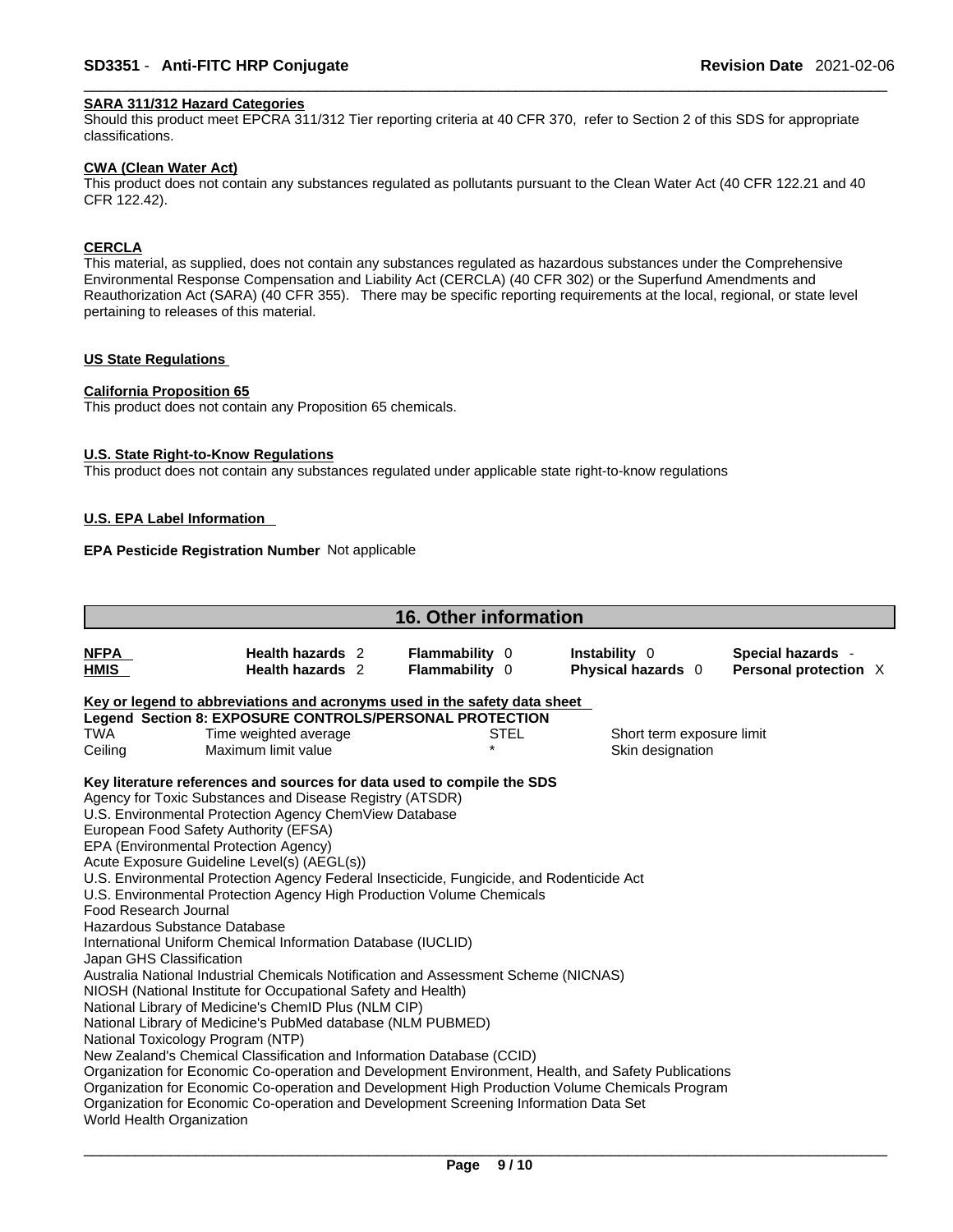**SARA 311/312 Hazard Categories**

Should this product meet EPCRA 311/312 Tier reporting criteria at 40 CFR 370, refer to Section 2 of this SDS for appropriate classifications.

**CWA (Clean Water Act)**

This product does not contain any substances regulated as pollutants pursuant to the Clean Water Act (40 CFR 122.21 and 40 CFR 122.42).

**CERCLA**

This material, as supplied, does not contain any substances regulated as hazardous substances under the Comprehensive Environmental Response Compensation and Liability Act (CERCLA) (40 CFR 302) or the Superfund Amendments and Reauthorization Act (SARA) (40 CFR 355). There may be specific reporting requirements at the local, regional, or state level pertaining to releases of this material.

**US State Regulations**

**California Proposition 65**

This product does not contain any Proposition 65 chemicals.

**U.S. State Right-to-Know Regulations**

This product does not contain any substances regulated under applicable state right-to-know regulations

**U.S. EPA Label Information**

**EPA Pesticide Registration Number** Not applicable

## 16. Other information

| | | | | |
|---|---|---|---|---|
| **NFPA** | **Health hazards** 2 | **Flammability** 0 | **Instability** 0 | **Special hazards** - |
| **HMIS** | **Health hazards** 2 | **Flammability** 0 | **Physical hazards** 0 | **Personal protection** X |

**Key or legend to abbreviations and acronyms used in the safety data sheet**

**Legend Section 8: EXPOSURE CONTROLS/PERSONAL PROTECTION**

| | | | |
|---|---|---|---|
| TWA | Time weighted average | STEL | Short term exposure limit |
| Ceiling | Maximum limit value | * | Skin designation |

**Key literature references and sources for data used to compile the SDS**

Agency for Toxic Substances and Disease Registry (ATSDR)
U.S. Environmental Protection Agency ChemView Database
European Food Safety Authority (EFSA)
EPA (Environmental Protection Agency)
Acute Exposure Guideline Level(s) (AEGL(s))
U.S. Environmental Protection Agency Federal Insecticide, Fungicide, and Rodenticide Act
U.S. Environmental Protection Agency High Production Volume Chemicals
Food Research Journal
Hazardous Substance Database
International Uniform Chemical Information Database (IUCLID)
Japan GHS Classification
Australia National Industrial Chemicals Notification and Assessment Scheme (NICNAS)
NIOSH (National Institute for Occupational Safety and Health)
National Library of Medicine's ChemID Plus (NLM CIP)
National Library of Medicine's PubMed database (NLM PUBMED)
National Toxicology Program (NTP)
New Zealand's Chemical Classification and Information Database (CCID)
Organization for Economic Co-operation and Development Environment, Health, and Safety Publications
Organization for Economic Co-operation and Development High Production Volume Chemicals Program
Organization for Economic Co-operation and Development Screening Information Data Set
World Health Organization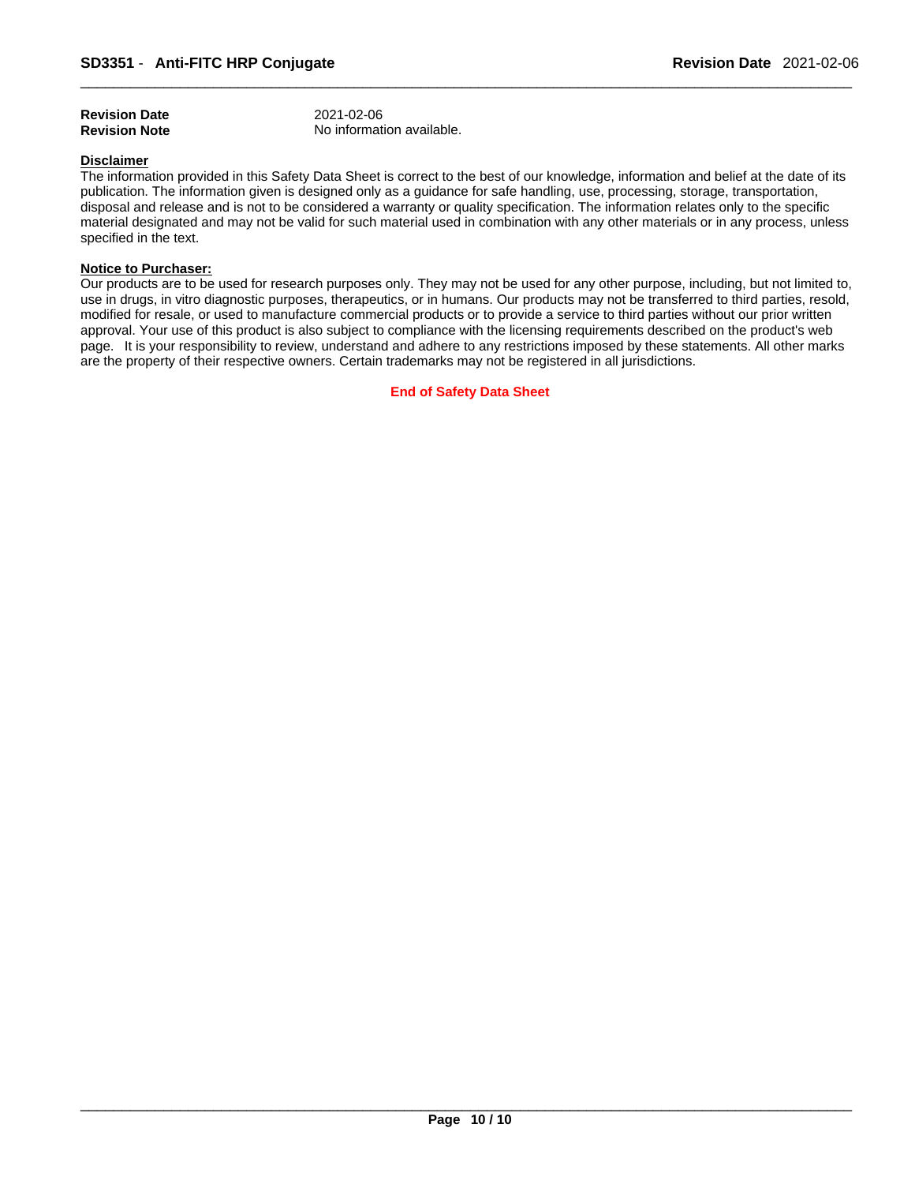**Revision Date** 2021-02-06
**Revision Note** No information available.

**Disclaimer**
The information provided in this Safety Data Sheet is correct to the best of our knowledge, information and belief at the date of its publication. The information given is designed only as a guidance for safe handling, use, processing, storage, transportation, disposal and release and is not to be considered a warranty or quality specification. The information relates only to the specific material designated and may not be valid for such material used in combination with any other materials or in any process, unless specified in the text.

**Notice to Purchaser:**
Our products are to be used for research purposes only. They may not be used for any other purpose, including, but not limited to, use in drugs, in vitro diagnostic purposes, therapeutics, or in humans. Our products may not be transferred to third parties, resold, modified for resale, or used to manufacture commercial products or to provide a service to third parties without our prior written approval. Your use of this product is also subject to compliance with the licensing requirements described on the product's web page. It is your responsibility to review, understand and adhere to any restrictions imposed by these statements. All other marks are the property of their respective owners. Certain trademarks may not be registered in all jurisdictions.

**End of Safety Data Sheet**